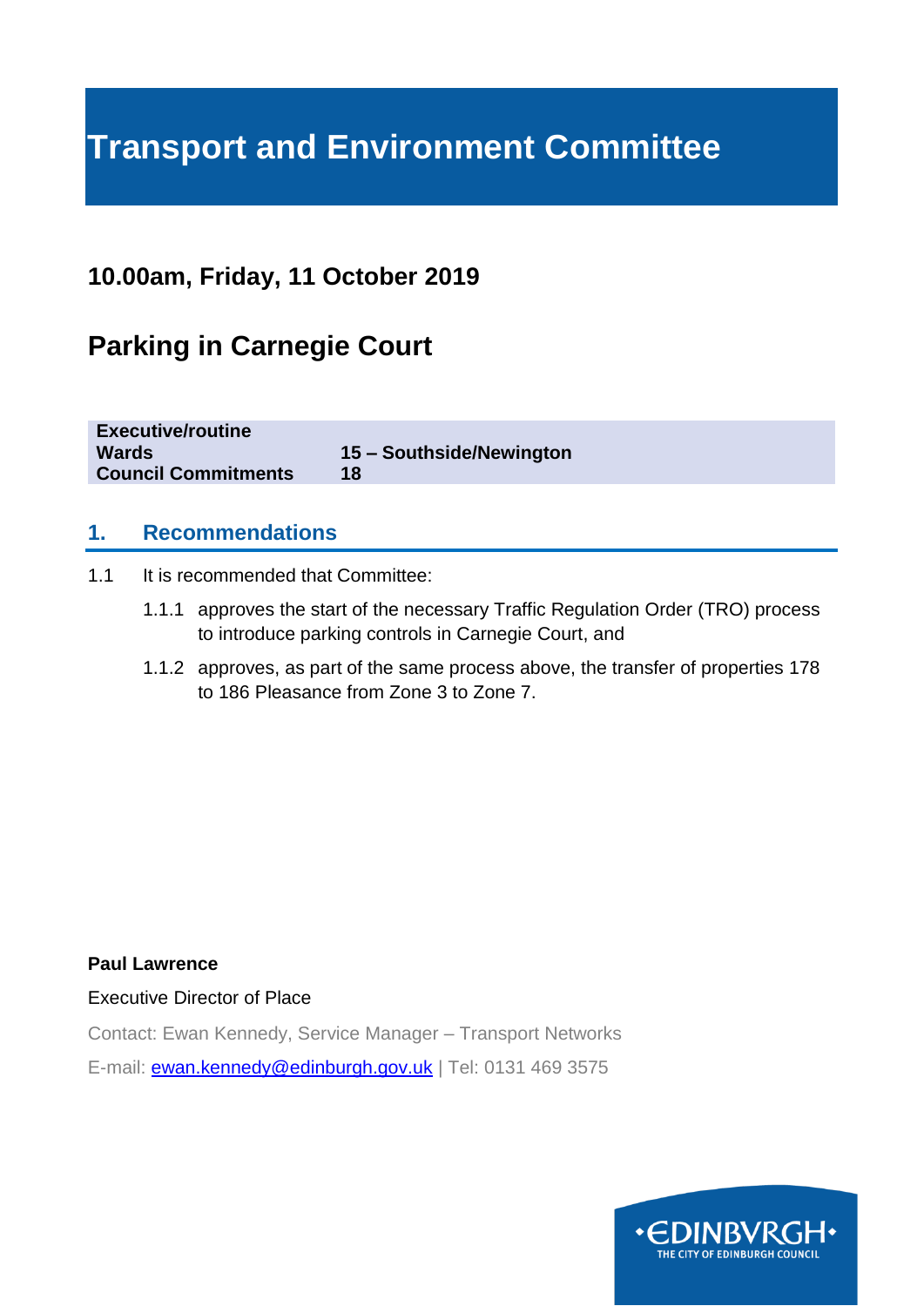# Transport and Environment Committee

## 10.00am, Friday, 11 October 2019

## Parking in Carnegie Court

| | |
|---|---|
| **Executive/routine** | |
| **Wards** | **15 – Southside/Newington** |
| **Council Commitments** | **18** |

## 1. Recommendations

1.1 It is recommended that Committee:

1.1.1 approves the start of the necessary Traffic Regulation Order (TRO) process to introduce parking controls in Carnegie Court, and

1.1.2 approves, as part of the same process above, the transfer of properties 178 to 186 Pleasance from Zone 3 to Zone 7.

**Paul Lawrence**

Executive Director of Place

Contact: Ewan Kennedy, Service Manager – Transport Networks

E-mail: ewan.kennedy@edinburgh.gov.uk | Tel: 0131 469 3575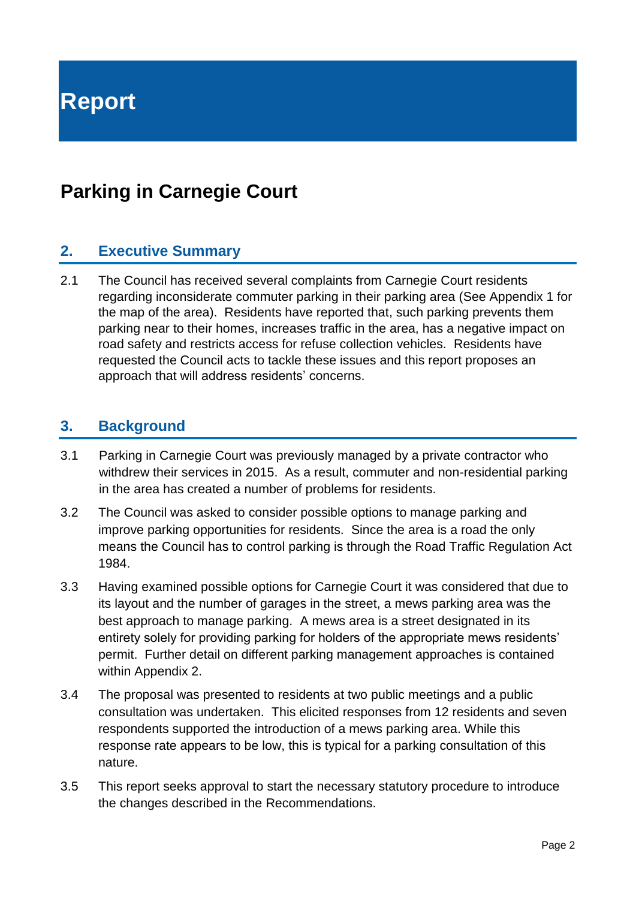# Report

# Parking in Carnegie Court

## 2. Executive Summary

2.1 The Council has received several complaints from Carnegie Court residents regarding inconsiderate commuter parking in their parking area (See Appendix 1 for the map of the area). Residents have reported that, such parking prevents them parking near to their homes, increases traffic in the area, has a negative impact on road safety and restricts access for refuse collection vehicles. Residents have requested the Council acts to tackle these issues and this report proposes an approach that will address residents' concerns.

## 3. Background

3.1 Parking in Carnegie Court was previously managed by a private contractor who withdrew their services in 2015. As a result, commuter and non-residential parking in the area has created a number of problems for residents.

3.2 The Council was asked to consider possible options to manage parking and improve parking opportunities for residents. Since the area is a road the only means the Council has to control parking is through the Road Traffic Regulation Act 1984.

3.3 Having examined possible options for Carnegie Court it was considered that due to its layout and the number of garages in the street, a mews parking area was the best approach to manage parking. A mews area is a street designated in its entirety solely for providing parking for holders of the appropriate mews residents' permit. Further detail on different parking management approaches is contained within Appendix 2.

3.4 The proposal was presented to residents at two public meetings and a public consultation was undertaken. This elicited responses from 12 residents and seven respondents supported the introduction of a mews parking area. While this response rate appears to be low, this is typical for a parking consultation of this nature.

3.5 This report seeks approval to start the necessary statutory procedure to introduce the changes described in the Recommendations.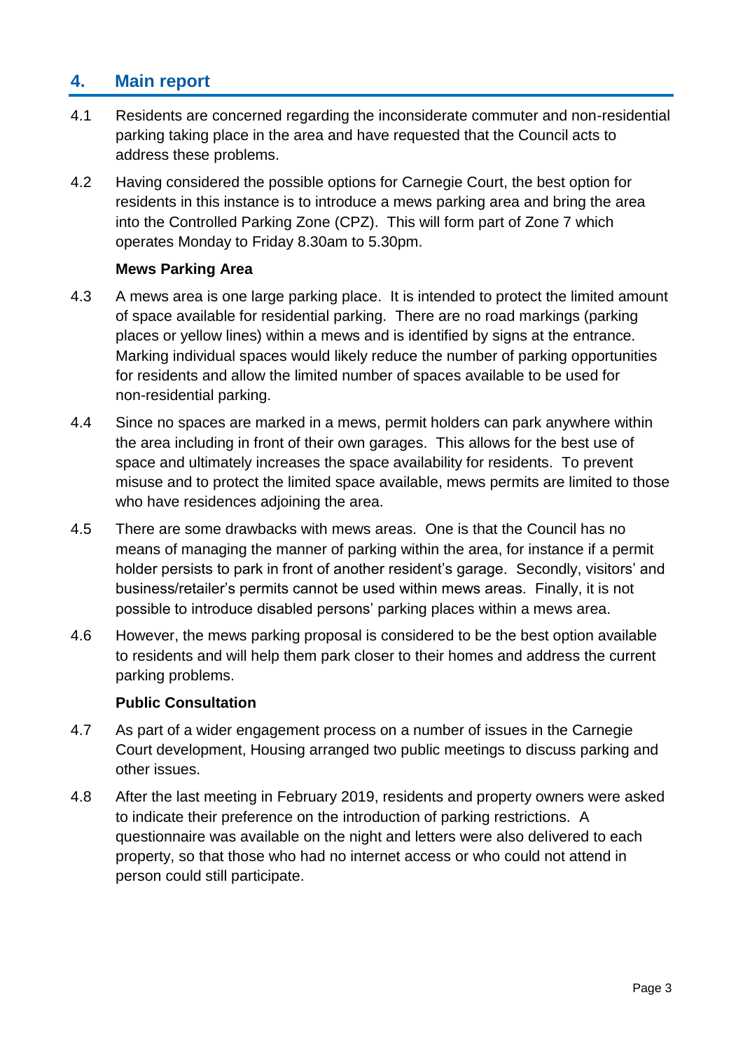## 4. Main report

4.1 Residents are concerned regarding the inconsiderate commuter and non-residential parking taking place in the area and have requested that the Council acts to address these problems.

4.2 Having considered the possible options for Carnegie Court, the best option for residents in this instance is to introduce a mews parking area and bring the area into the Controlled Parking Zone (CPZ). This will form part of Zone 7 which operates Monday to Friday 8.30am to 5.30pm.

**Mews Parking Area**

4.3 A mews area is one large parking place. It is intended to protect the limited amount of space available for residential parking. There are no road markings (parking places or yellow lines) within a mews and is identified by signs at the entrance. Marking individual spaces would likely reduce the number of parking opportunities for residents and allow the limited number of spaces available to be used for non-residential parking.

4.4 Since no spaces are marked in a mews, permit holders can park anywhere within the area including in front of their own garages. This allows for the best use of space and ultimately increases the space availability for residents. To prevent misuse and to protect the limited space available, mews permits are limited to those who have residences adjoining the area.

4.5 There are some drawbacks with mews areas. One is that the Council has no means of managing the manner of parking within the area, for instance if a permit holder persists to park in front of another resident's garage. Secondly, visitors' and business/retailer's permits cannot be used within mews areas. Finally, it is not possible to introduce disabled persons' parking places within a mews area.

4.6 However, the mews parking proposal is considered to be the best option available to residents and will help them park closer to their homes and address the current parking problems.

**Public Consultation**

4.7 As part of a wider engagement process on a number of issues in the Carnegie Court development, Housing arranged two public meetings to discuss parking and other issues.

4.8 After the last meeting in February 2019, residents and property owners were asked to indicate their preference on the introduction of parking restrictions. A questionnaire was available on the night and letters were also delivered to each property, so that those who had no internet access or who could not attend in person could still participate.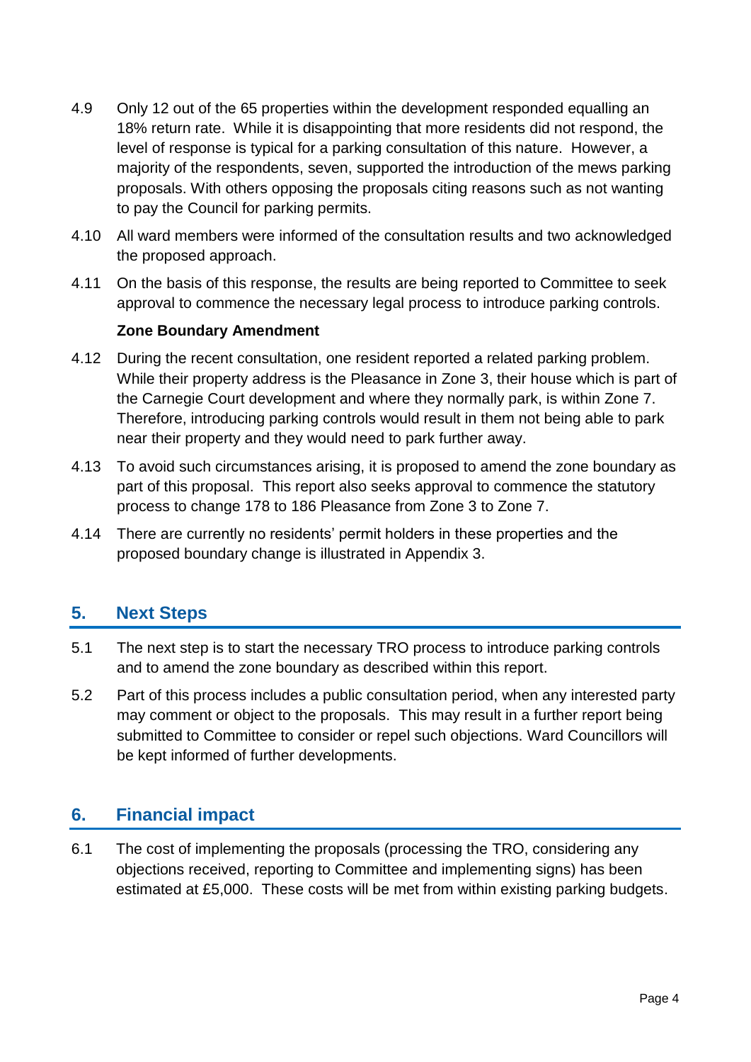4.9 Only 12 out of the 65 properties within the development responded equalling an 18% return rate. While it is disappointing that more residents did not respond, the level of response is typical for a parking consultation of this nature. However, a majority of the respondents, seven, supported the introduction of the mews parking proposals. With others opposing the proposals citing reasons such as not wanting to pay the Council for parking permits.

4.10 All ward members were informed of the consultation results and two acknowledged the proposed approach.

4.11 On the basis of this response, the results are being reported to Committee to seek approval to commence the necessary legal process to introduce parking controls.

**Zone Boundary Amendment**

4.12 During the recent consultation, one resident reported a related parking problem. While their property address is the Pleasance in Zone 3, their house which is part of the Carnegie Court development and where they normally park, is within Zone 7. Therefore, introducing parking controls would result in them not being able to park near their property and they would need to park further away.

4.13 To avoid such circumstances arising, it is proposed to amend the zone boundary as part of this proposal. This report also seeks approval to commence the statutory process to change 178 to 186 Pleasance from Zone 3 to Zone 7.

4.14 There are currently no residents' permit holders in these properties and the proposed boundary change is illustrated in Appendix 3.

## 5. Next Steps

5.1 The next step is to start the necessary TRO process to introduce parking controls and to amend the zone boundary as described within this report.

5.2 Part of this process includes a public consultation period, when any interested party may comment or object to the proposals. This may result in a further report being submitted to Committee to consider or repel such objections. Ward Councillors will be kept informed of further developments.

## 6. Financial impact

6.1 The cost of implementing the proposals (processing the TRO, considering any objections received, reporting to Committee and implementing signs) has been estimated at £5,000. These costs will be met from within existing parking budgets.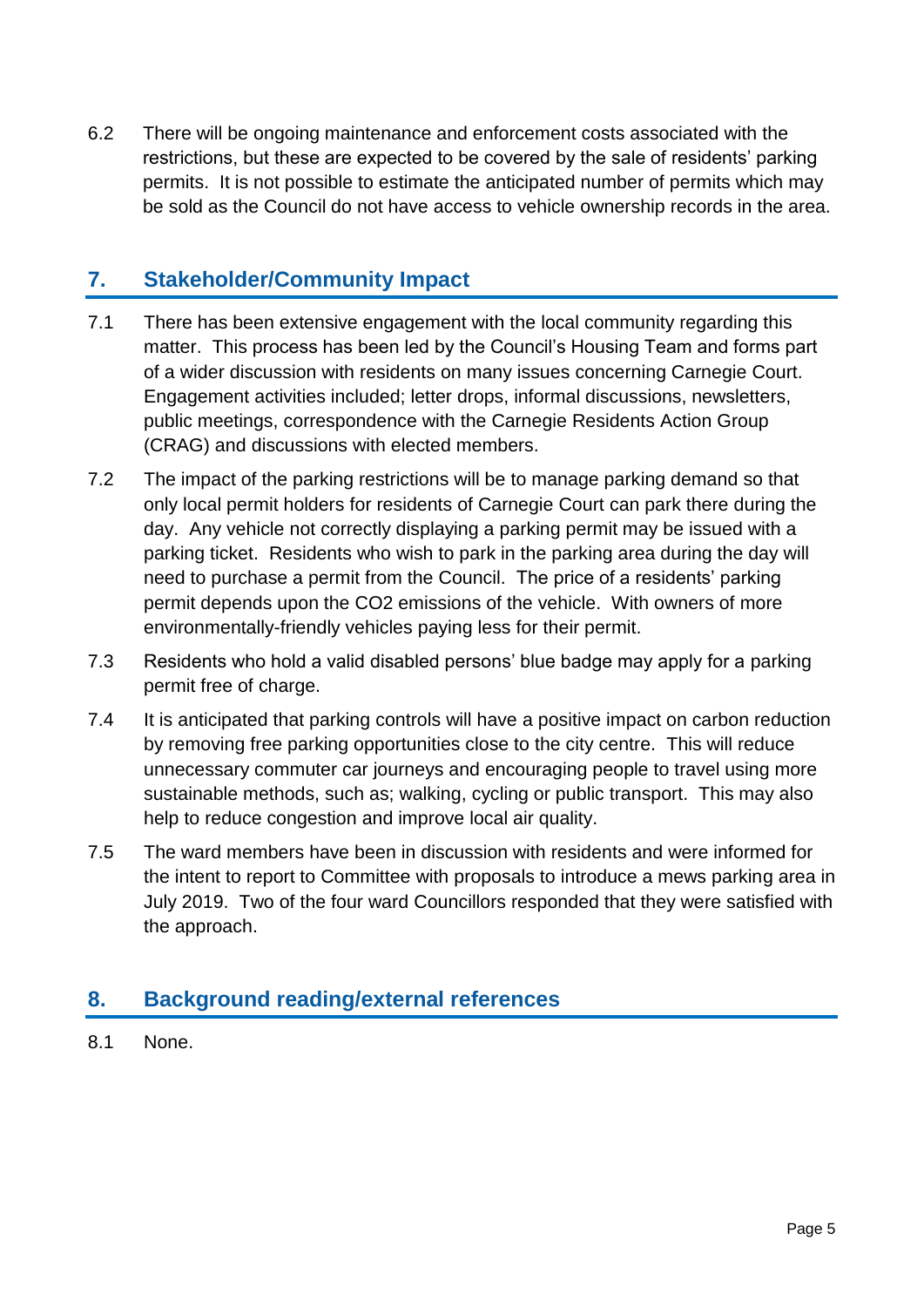6.2 There will be ongoing maintenance and enforcement costs associated with the restrictions, but these are expected to be covered by the sale of residents' parking permits. It is not possible to estimate the anticipated number of permits which may be sold as the Council do not have access to vehicle ownership records in the area.

## 7. Stakeholder/Community Impact

7.1 There has been extensive engagement with the local community regarding this matter. This process has been led by the Council's Housing Team and forms part of a wider discussion with residents on many issues concerning Carnegie Court. Engagement activities included; letter drops, informal discussions, newsletters, public meetings, correspondence with the Carnegie Residents Action Group (CRAG) and discussions with elected members.

7.2 The impact of the parking restrictions will be to manage parking demand so that only local permit holders for residents of Carnegie Court can park there during the day. Any vehicle not correctly displaying a parking permit may be issued with a parking ticket. Residents who wish to park in the parking area during the day will need to purchase a permit from the Council. The price of a residents' parking permit depends upon the CO2 emissions of the vehicle. With owners of more environmentally-friendly vehicles paying less for their permit.

7.3 Residents who hold a valid disabled persons' blue badge may apply for a parking permit free of charge.

7.4 It is anticipated that parking controls will have a positive impact on carbon reduction by removing free parking opportunities close to the city centre. This will reduce unnecessary commuter car journeys and encouraging people to travel using more sustainable methods, such as; walking, cycling or public transport. This may also help to reduce congestion and improve local air quality.

7.5 The ward members have been in discussion with residents and were informed for the intent to report to Committee with proposals to introduce a mews parking area in July 2019. Two of the four ward Councillors responded that they were satisfied with the approach.

## 8. Background reading/external references

8.1 None.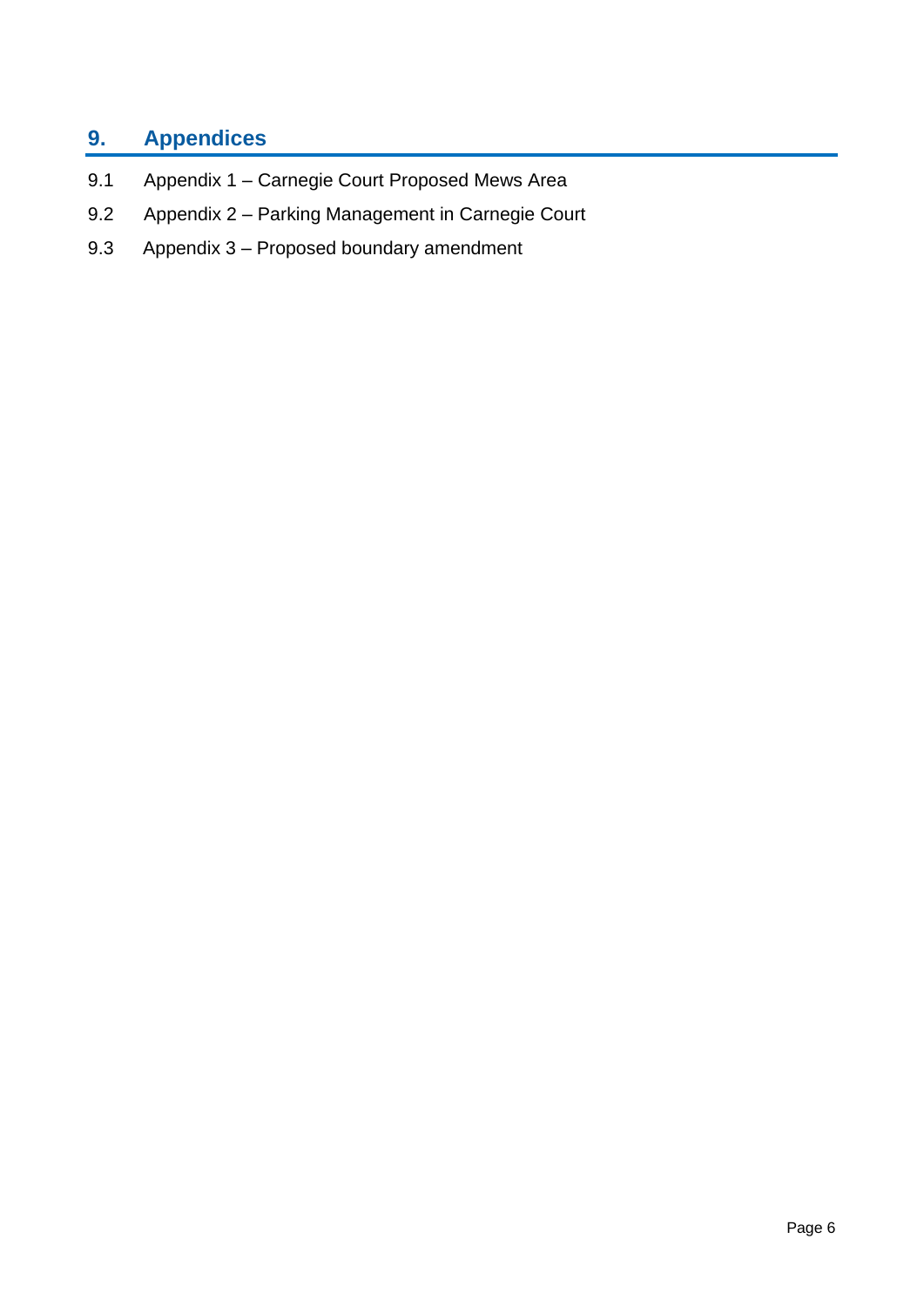## 9. Appendices

9.1 Appendix 1 – Carnegie Court Proposed Mews Area

9.2 Appendix 2 – Parking Management in Carnegie Court

9.3 Appendix 3 – Proposed boundary amendment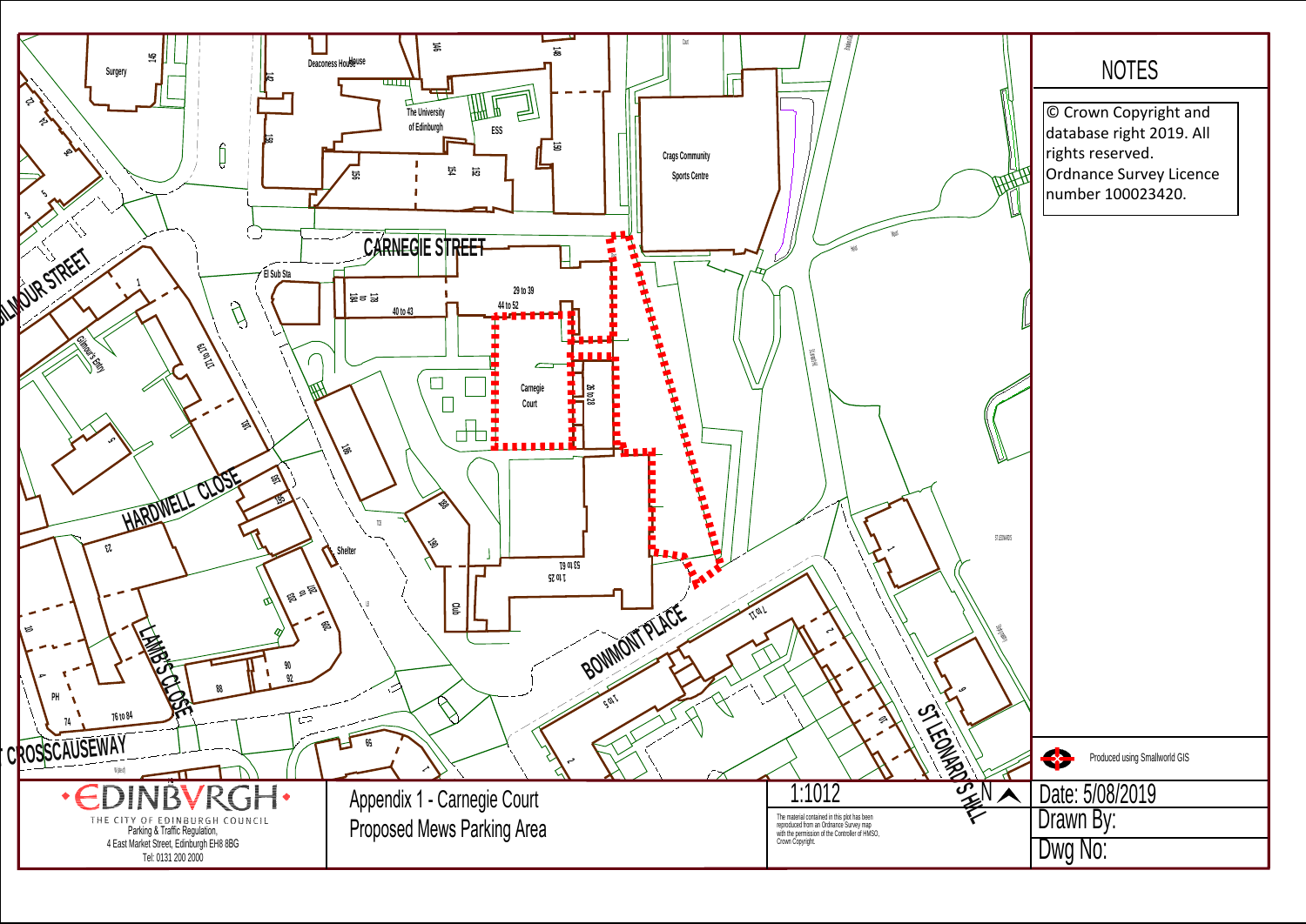NOTES

© Crown Copyright and database right 2019. All rights reserved. Ordnance Survey Licence number 100023420.

Produced using Smallworld GIS

EDINBURGH

THE CITY OF EDINBURGH COUNCIL
Parking & Traffic Regulation,
4 East Market Street, Edinburgh EH8 8BG
Tel: 0131 200 2000

Appendix 1 - Carnegie Court
Proposed Mews Parking Area

1:1012

The material contained in this plot has been reproduced from an Ordnance Survey map with the permission of the Controller of HMSO, Crown Copyright.

Date: 5/08/2019

Drawn By:

Dwg No:

CARNEGIE STREET

HARDWELL CLOSE

LAMBS CLOSE

CROSSCAUSEWAY

BOWMONT PLACE

ST LEONARD'S HILL

GILMOUR STREET

Carnegie Court

Crags Community Sports Centre

The University of Edinburgh

Deaconess House

Surgery

ESS

El Sub Sta

Shelter

Club

PH

Gilmour's Entry

29 to 39

44 to 52

40 to 43

26 to 28

1 to 25

53 to 61

76 to 84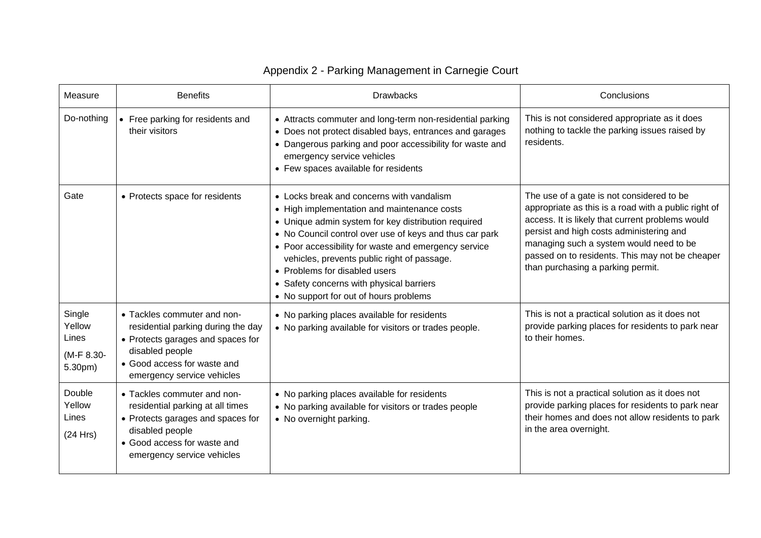# Appendix 2 - Parking Management in Carnegie Court

| Measure | Benefits | Drawbacks | Conclusions |
|---|---|---|---|
| Do-nothing | • Free parking for residents and their visitors | • Attracts commuter and long-term non-residential parking<br>• Does not protect disabled bays, entrances and garages<br>• Dangerous parking and poor accessibility for waste and emergency service vehicles<br>• Few spaces available for residents | This is not considered appropriate as it does nothing to tackle the parking issues raised by residents. |
| Gate | • Protects space for residents | • Locks break and concerns with vandalism<br>• High implementation and maintenance costs<br>• Unique admin system for key distribution required<br>• No Council control over use of keys and thus car park<br>• Poor accessibility for waste and emergency service vehicles, prevents public right of passage.<br>• Problems for disabled users<br>• Safety concerns with physical barriers<br>• No support for out of hours problems | The use of a gate is not considered to be appropriate as this is a road with a public right of access. It is likely that current problems would persist and high costs administering and managing such a system would need to be passed on to residents. This may not be cheaper than purchasing a parking permit. |
| Single Yellow Lines (M-F 8.30-5.30pm) | • Tackles commuter and non-residential parking during the day<br>• Protects garages and spaces for disabled people<br>• Good access for waste and emergency service vehicles | • No parking places available for residents<br>• No parking available for visitors or trades people. | This is not a practical solution as it does not provide parking places for residents to park near to their homes. |
| Double Yellow Lines (24 Hrs) | • Tackles commuter and non-residential parking at all times<br>• Protects garages and spaces for disabled people<br>• Good access for waste and emergency service vehicles | • No parking places available for residents<br>• No parking available for visitors or trades people<br>• No overnight parking. | This is not a practical solution as it does not provide parking places for residents to park near their homes and does not allow residents to park in the area overnight. |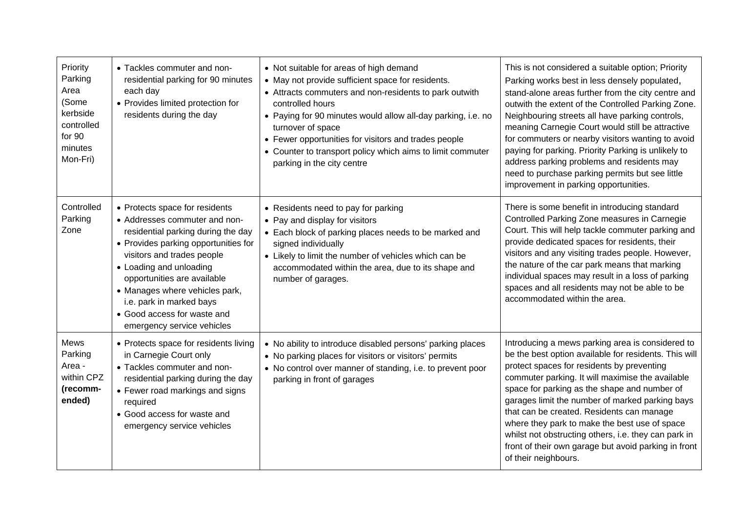| | | | |
|---|---|---|---|
| Priority Parking Area (Some kerbside controlled for 90 minutes Mon-Fri) | • Tackles commuter and non-residential parking for 90 minutes each day<br>• Provides limited protection for residents during the day | • Not suitable for areas of high demand<br>• May not provide sufficient space for residents.<br>• Attracts commuters and non-residents to park outwith controlled hours<br>• Paying for 90 minutes would allow all-day parking, i.e. no turnover of space<br>• Fewer opportunities for visitors and trades people<br>• Counter to transport policy which aims to limit commuter parking in the city centre | This is not considered a suitable option; Priority Parking works best in less densely populated, stand-alone areas further from the city centre and outwith the extent of the Controlled Parking Zone. Neighbouring streets all have parking controls, meaning Carnegie Court would still be attractive for commuters or nearby visitors wanting to avoid paying for parking. Priority Parking is unlikely to address parking problems and residents may need to purchase parking permits but see little improvement in parking opportunities. |
| Controlled Parking Zone | • Protects space for residents<br>• Addresses commuter and non-residential parking during the day<br>• Provides parking opportunities for visitors and trades people<br>• Loading and unloading opportunities are available<br>• Manages where vehicles park, i.e. park in marked bays<br>• Good access for waste and emergency service vehicles | • Residents need to pay for parking<br>• Pay and display for visitors<br>• Each block of parking places needs to be marked and signed individually<br>• Likely to limit the number of vehicles which can be accommodated within the area, due to its shape and number of garages. | There is some benefit in introducing standard Controlled Parking Zone measures in Carnegie Court. This will help tackle commuter parking and provide dedicated spaces for residents, their visitors and any visiting trades people. However, the nature of the car park means that marking individual spaces may result in a loss of parking spaces and all residents may not be able to be accommodated within the area. |
| Mews Parking Area - within CPZ **(recomm-ended)** | • Protects space for residents living in Carnegie Court only<br>• Tackles commuter and non-residential parking during the day<br>• Fewer road markings and signs required<br>• Good access for waste and emergency service vehicles | • No ability to introduce disabled persons' parking places<br>• No parking places for visitors or visitors' permits<br>• No control over manner of standing, i.e. to prevent poor parking in front of garages | Introducing a mews parking area is considered to be the best option available for residents. This will protect spaces for residents by preventing commuter parking. It will maximise the available space for parking as the shape and number of garages limit the number of marked parking bays that can be created. Residents can manage where they park to make the best use of space whilst not obstructing others, i.e. they can park in front of their own garage but avoid parking in front of their neighbours. |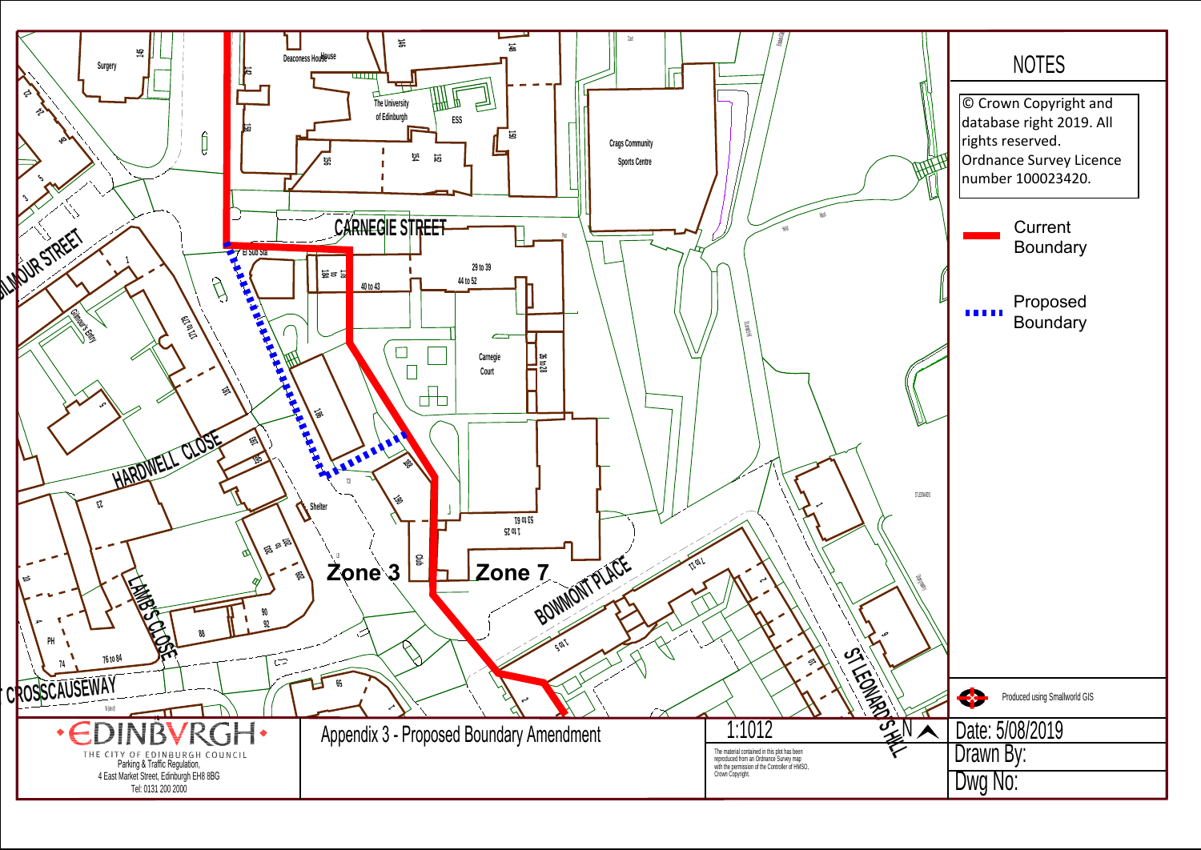## NOTES

© Crown Copyright and database right 2019. All rights reserved. Ordnance Survey Licence number 100023420.

Current Boundary

Proposed Boundary

Zone 3

Zone 7

CARNEGIE STREET

HARDWELL CLOSE

LAMB'S CLOSE

BOWMONT PLACE

ST LEONARD'S HILL

CROSSCAUSEWAY

GILMOUR STREET

Crags Community Sports Centre

The University of Edinburgh

Deaconess House

Carnegie Court

Surgery

Shelter

Club

Produced using Smallworld GIS

EDINBVRGH

THE CITY OF EDINBURGH COUNCIL

Parking & Traffic Regulation,
4 East Market Street, Edinburgh EH8 8BG
Tel: 0131 200 2000

Appendix 3 - Proposed Boundary Amendment

1:1012

The material contained in this plot has been reproduced from an Ordnance Survey map with the permission of the Controller of HMSO, Crown Copyright.

Date: 5/08/2019

Drawn By:

Dwg No: